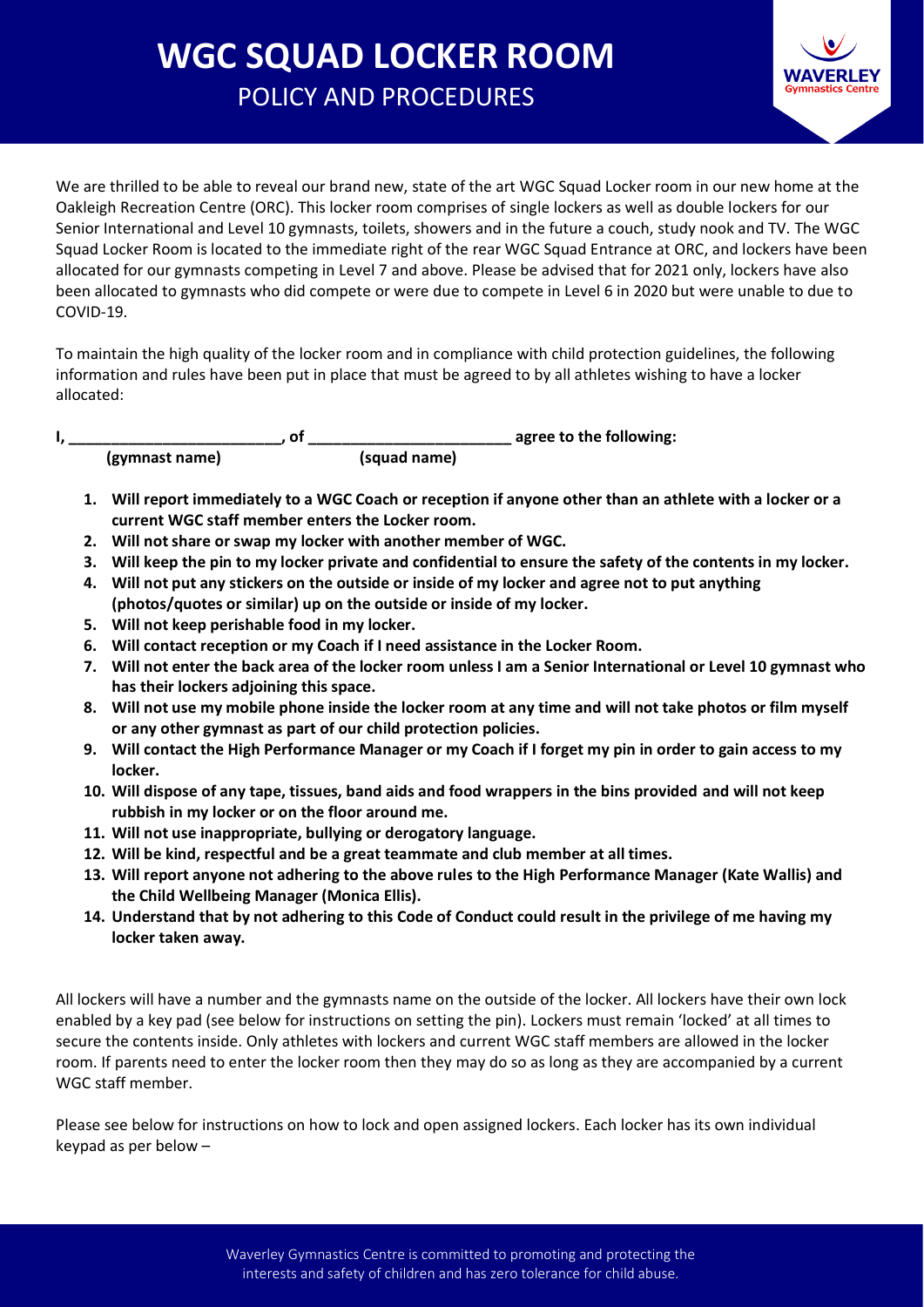# WGC SQUAD LOCKER ROOM

## POLICY AND PROCEDURES

We are thrilled to be able to reveal our brand new, state of the art WGC Squad Locker room in our new home at the Oakleigh Recreation Centre (ORC). This locker room comprises of single lockers as well as double lockers for our Senior International and Level 10 gymnasts, toilets, showers and in the future a couch, study nook and TV. The WGC Squad Locker Room is located to the immediate right of the rear WGC Squad Entrance at ORC, and lockers have been allocated for our gymnasts competing in Level 7 and above. Please be advised that for 2021 only, lockers have also been allocated to gymnasts who did compete or were due to compete in Level 6 in 2020 but were unable to due to COVID-19.

To maintain the high quality of the locker room and in compliance with child protection guidelines, the following information and rules have been put in place that must be agreed to by all athletes wishing to have a locker allocated:

**I, ________________________, of ________________________ agree to the following:**

**(gymnast name) (squad name)**

1. **Will report immediately to a WGC Coach or reception if anyone other than an athlete with a locker or a current WGC staff member enters the Locker room.**
2. **Will not share or swap my locker with another member of WGC.**
3. **Will keep the pin to my locker private and confidential to ensure the safety of the contents in my locker.**
4. **Will not put any stickers on the outside or inside of my locker and agree not to put anything (photos/quotes or similar) up on the outside or inside of my locker.**
5. **Will not keep perishable food in my locker.**
6. **Will contact reception or my Coach if I need assistance in the Locker Room.**
7. **Will not enter the back area of the locker room unless I am a Senior International or Level 10 gymnast who has their lockers adjoining this space.**
8. **Will not use my mobile phone inside the locker room at any time and will not take photos or film myself or any other gymnast as part of our child protection policies.**
9. **Will contact the High Performance Manager or my Coach if I forget my pin in order to gain access to my locker.**
10. **Will dispose of any tape, tissues, band aids and food wrappers in the bins provided and will not keep rubbish in my locker or on the floor around me.**
11. **Will not use inappropriate, bullying or derogatory language.**
12. **Will be kind, respectful and be a great teammate and club member at all times.**
13. **Will report anyone not adhering to the above rules to the High Performance Manager (Kate Wallis) and the Child Wellbeing Manager (Monica Ellis).**
14. **Understand that by not adhering to this Code of Conduct could result in the privilege of me having my locker taken away.**

All lockers will have a number and the gymnasts name on the outside of the locker. All lockers have their own lock enabled by a key pad (see below for instructions on setting the pin). Lockers must remain 'locked' at all times to secure the contents inside. Only athletes with lockers and current WGC staff members are allowed in the locker room. If parents need to enter the locker room then they may do so as long as they are accompanied by a current WGC staff member.

Please see below for instructions on how to lock and open assigned lockers. Each locker has its own individual keypad as per below –

Waverley Gymnastics Centre is committed to promoting and protecting the interests and safety of children and has zero tolerance for child abuse.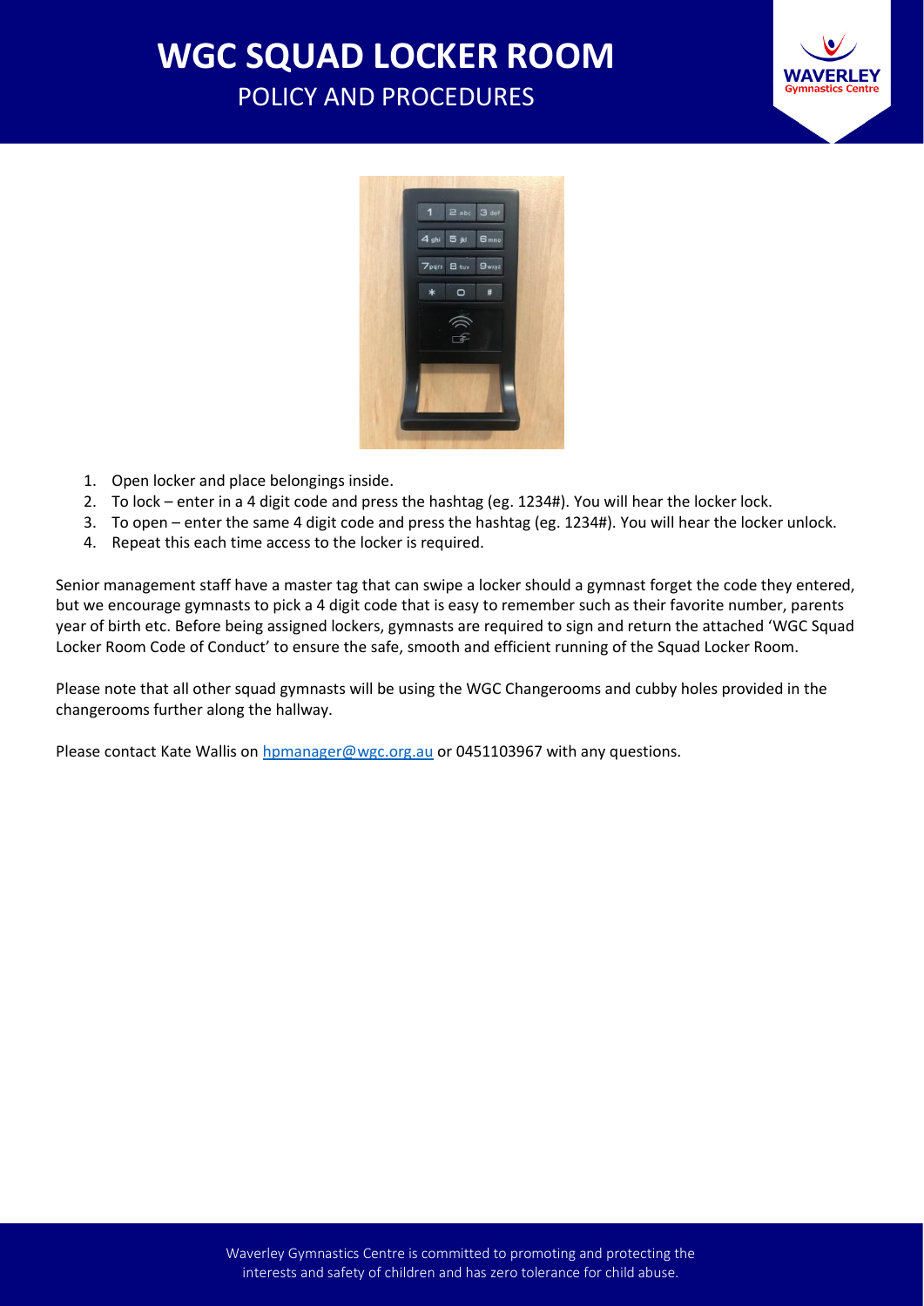# WGC SQUAD LOCKER ROOM

## POLICY AND PROCEDURES

1. Open locker and place belongings inside.
2. To lock – enter in a 4 digit code and press the hashtag (eg. 1234#). You will hear the locker lock.
3. To open – enter the same 4 digit code and press the hashtag (eg. 1234#). You will hear the locker unlock.
4. Repeat this each time access to the locker is required.

Senior management staff have a master tag that can swipe a locker should a gymnast forget the code they entered, but we encourage gymnasts to pick a 4 digit code that is easy to remember such as their favorite number, parents year of birth etc. Before being assigned lockers, gymnasts are required to sign and return the attached 'WGC Squad Locker Room Code of Conduct' to ensure the safe, smooth and efficient running of the Squad Locker Room.

Please note that all other squad gymnasts will be using the WGC Changerooms and cubby holes provided in the changerooms further along the hallway.

Please contact Kate Wallis on [hpmanager@wgc.org.au](mailto:hpmanager@wgc.org.au) or 0451103967 with any questions.

Waverley Gymnastics Centre is committed to promoting and protecting the interests and safety of children and has zero tolerance for child abuse.